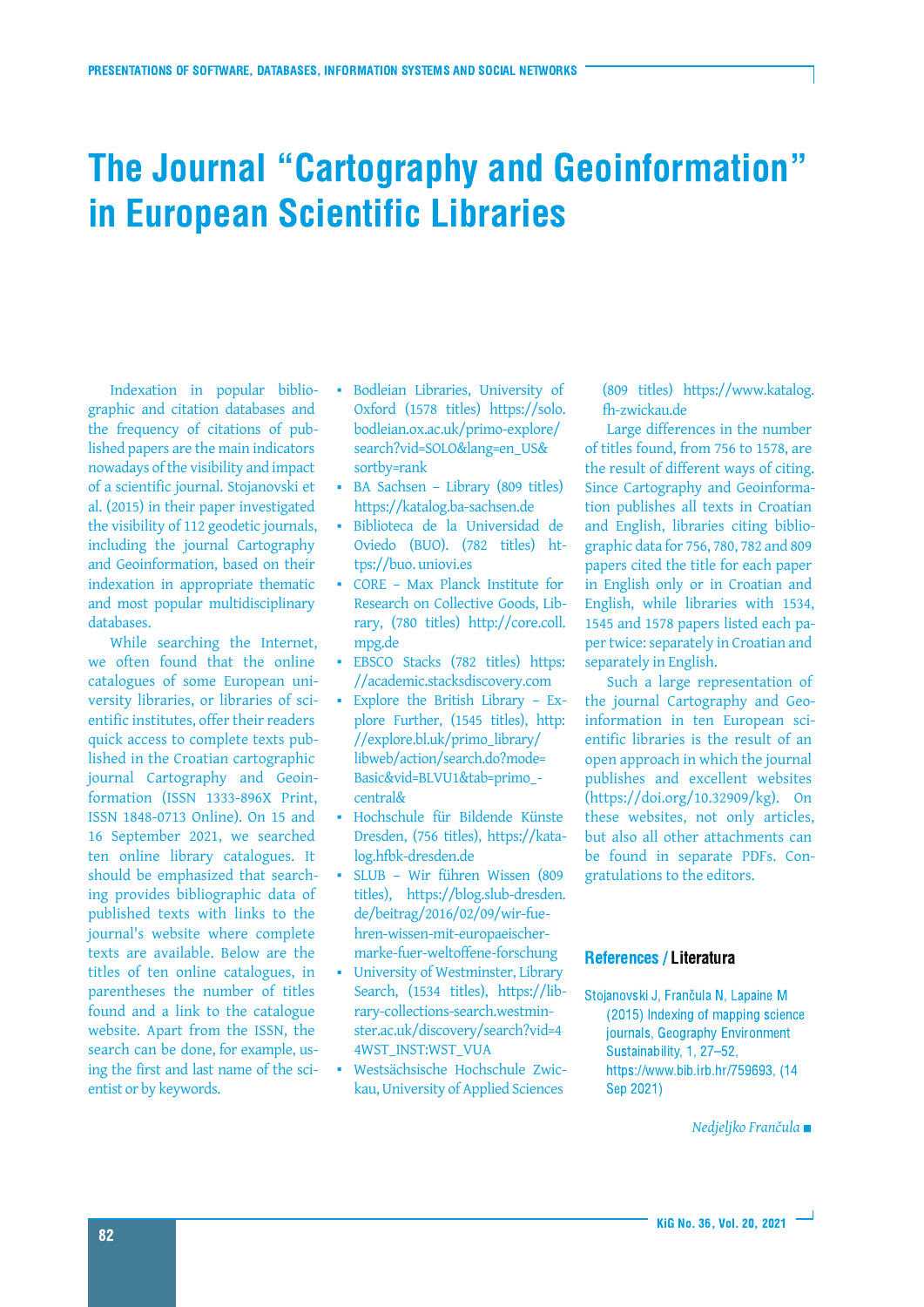# The Journal "Cartography and Geoinformation" in European Scientific Libraries

Indexation in popular bibliographic and citation databases and the frequency of citations of published papers are the main indicators nowadays of the visibility and impact of a scientific journal. Stojanovski et al. (2015) in their paper investigated the visibility of 112 geodetic journals, including the journal Cartography and Geoinformation, based on their indexation in appropriate thematic and most popular multidisciplinary databases.

While searching the Internet, we often found that the online catalogues of some European university libraries, or libraries of scientific institutes, offer their readers quick access to complete texts published in the Croatian cartographic journal Cartography and Geoinformation (ISSN 1333-896X Print, ISSN 1848-0713 Online). On 15 and 16 September 2021, we searched ten online library catalogues. It should be emphasized that searching provides bibliographic data of published texts with links to the journal's website where complete texts are available. Below are the titles of ten online catalogues, in parentheses the number of titles found and a link to the catalogue website. Apart from the ISSN, the search can be done, for example, using the first and last name of the scientist or by keywords.

- Bodleian Libraries, University of Oxford (1578 titles) https://solo.bodleian.ox.ac.uk/primo-explore/search?vid=SOLO&lang=en_US&sortby=rank
- BA Sachsen – Library (809 titles) https://katalog.ba-sachsen.de
- Biblioteca de la Universidad de Oviedo (BUO). (782 titles) https://buo.uniovi.es
- CORE – Max Planck Institute for Research on Collective Goods, Library, (780 titles) http://core.coll.mpg.de
- EBSCO Stacks (782 titles) https://academic.stacksdiscovery.com
- Explore the British Library – Explore Further, (1545 titles), http://explore.bl.uk/primo_library/libweb/action/search.do?mode=Basic&vid=BLVU1&tab=primo_-central&
- Hochschule für Bildende Künste Dresden, (756 titles), https://katalog.hfbk-dresden.de
- SLUB – Wir führen Wissen (809 titles), https://blog.slub-dresden.de/beitrag/2016/02/09/wir-fuehren-wissen-mit-europaeischer-marke-fuer-weltoffene-forschung
- University of Westminster, Library Search, (1534 titles), https://library-collections-search.westminster.ac.uk/discovery/search?vid=44WST_INST:WST_VUA
- Westsächsische Hochschule Zwickau, University of Applied Sciences (809 titles) https://www.katalog.fh-zwickau.de

Large differences in the number of titles found, from 756 to 1578, are the result of different ways of citing. Since Cartography and Geoinformation publishes all texts in Croatian and English, libraries citing bibliographic data for 756, 780, 782 and 809 papers cited the title for each paper in English only or in Croatian and English, while libraries with 1534, 1545 and 1578 papers listed each paper twice: separately in Croatian and separately in English.

Such a large representation of the journal Cartography and Geoinformation in ten European scientific libraries is the result of an open approach in which the journal publishes and excellent websites (https://doi.org/10.32909/kg). On these websites, not only articles, but also all other attachments can be found in separate PDFs. Congratulations to the editors.

## References / Literatura

Stojanovski J, Frančula N, Lapaine M (2015) Indexing of mapping science journals, Geography Environment Sustainability, 1, 27–52, https://www.bib.irb.hr/759693, (14 Sep 2021)

*Nedjeljko Frančula*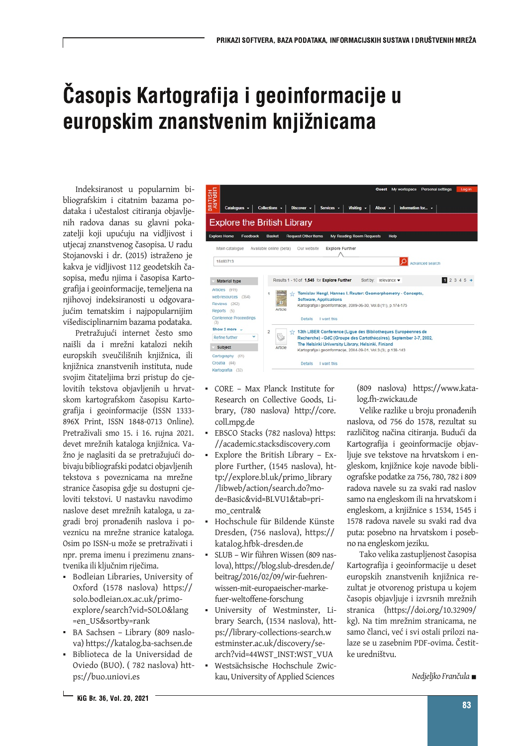# Časopis Kartografija i geoinformacije u europskim znanstvenim knjižnicama

Indeksiranost u popularnim bibliografskim i citatnim bazama podataka i učestalost citiranja objavljenih radova danas su glavni pokazatelji koji upućuju na vidljivost i utjecaj znanstvenog časopisa. U radu Stojanovski i dr. (2015) istraženo je kakva je vidljivost 112 geodetskih časopisa, među njima i časopisa Kartografija i geoinformacije, temeljena na njihovoj indeksiranosti u odgovarajućim tematskim i najpopularnijim višedisciplinarnim bazama podataka.

Pretražujući internet često smo naišli da i mrežni katalozi nekih europskih sveučilišnih knjižnica, ili knjižnica znanstvenih instituta, nude svojim čitateljima brzi pristup do cjelovitih tekstova objavljenih u hrvatskom kartografskom časopisu Kartografija i geoinformacije (ISSN 1333-896X Print, ISSN 1848-0713 Online). Pretraživali smo 15. i 16. rujna 2021. devet mrežnih kataloga knjižnica. Važno je naglasiti da se pretražujući dobivaju bibliografski podatci objavljenih tekstova s poveznicama na mrežne stranice časopisa gdje su dostupni cjeloviti tekstovi. U nastavku navodimo naslove deset mrežnih kataloga, u zagradi broj pronađenih naslova i poveznicu na mrežne stranice kataloga. Osim po ISSN-u može se pretraživati i npr. prema imenu i prezimenu znanstvenika ili ključnim riječima.

- Bodleian Libraries, University of Oxford (1578 naslova) https://solo.bodleian.ox.ac.uk/primo-explore/search?vid=SOLO&lang=en_US&sortby=rank
- BA Sachsen – Library (809 naslova) https://katalog.ba-sachsen.de
- Biblioteca de la Universidad de Oviedo (BUO). ( 782 naslova) https://buo.uniovi.es
- CORE – Max Planck Institute for Research on Collective Goods, Library, (780 naslova) http://core.coll.mpg.de
- EBSCO Stacks (782 naslova) https://academic.stacksdiscovery.com
- Explore the British Library – Explore Further, (1545 naslova), http://explore.bl.uk/primo_library/libweb/action/search.do?mode=Basic&vid=BLVU1&tab=primo_central&
- Hochschule für Bildende Künste Dresden, (756 naslova), https://katalog.hfbk-dresden.de
- SLUB – Wir führen Wissen (809 naslova), https://blog.slub-dresden.de/beitrag/2016/02/09/wir-fuehren-wissen-mit-europaeischer-marke-fuer-weltoffene-forschung
- University of Westminster, Library Search, (1534 naslova), https://library-collections-search.westminster.ac.uk/discovery/search?vid=44WST_INST:WST_VUA
- Westsächsische Hochschule Zwickau, University of Applied Sciences (809 naslova) https://www.katalog.fh-zwickau.de

Velike razlike u broju pronađenih naslova, od 756 do 1578, rezultat su različitog načina citiranja. Budući da Kartografija i geoinformacije objavljuje sve tekstove na hrvatskom i engleskom, knjižnice koje navode bibliografske podatke za 756, 780, 782 i 809 radova navele su za svaki rad naslov samo na engleskom ili na hrvatskom i engleskom, a knjižnice s 1534, 1545 i 1578 radova navele su svaki rad dva puta: posebno na hrvatskom i posebno na engleskom jeziku.

Tako velika zastupljenost časopisa Kartografija i geoinformacije u deset europskih znanstvenih knjižnica rezultat je otvorenog pristupa u kojem časopis objavljuje i izvrsnih mrežnih stranica (https://doi.org/10.32909/kg). Na tim mrežnim stranicama, ne samo članci, već i svi ostali prilozi nalaze se u zasebnim PDF-ovima. Čestitke uredništvu.

*Nedjeljko Frančula*